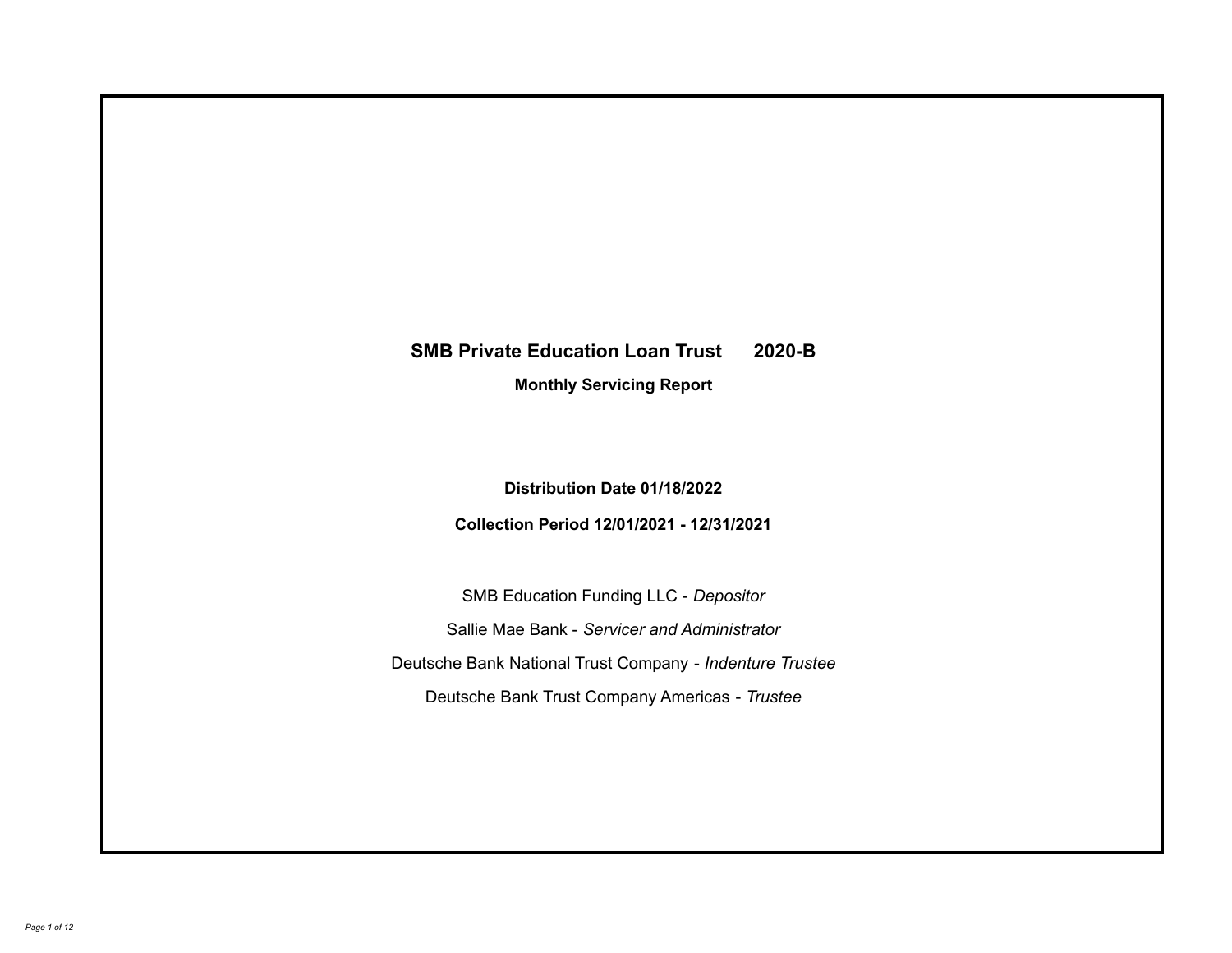# SMB Private Education Loan Trust 2020-B

## Monthly Servicing Report

**Distribution Date 01/18/2022**

**Collection Period 12/01/2021 - 12/31/2021**

SMB Education Funding LLC - *Depositor*

Sallie Mae Bank - *Servicer and Administrator*

Deutsche Bank National Trust Company - *Indenture Trustee*

Deutsche Bank Trust Company Americas - *Trustee*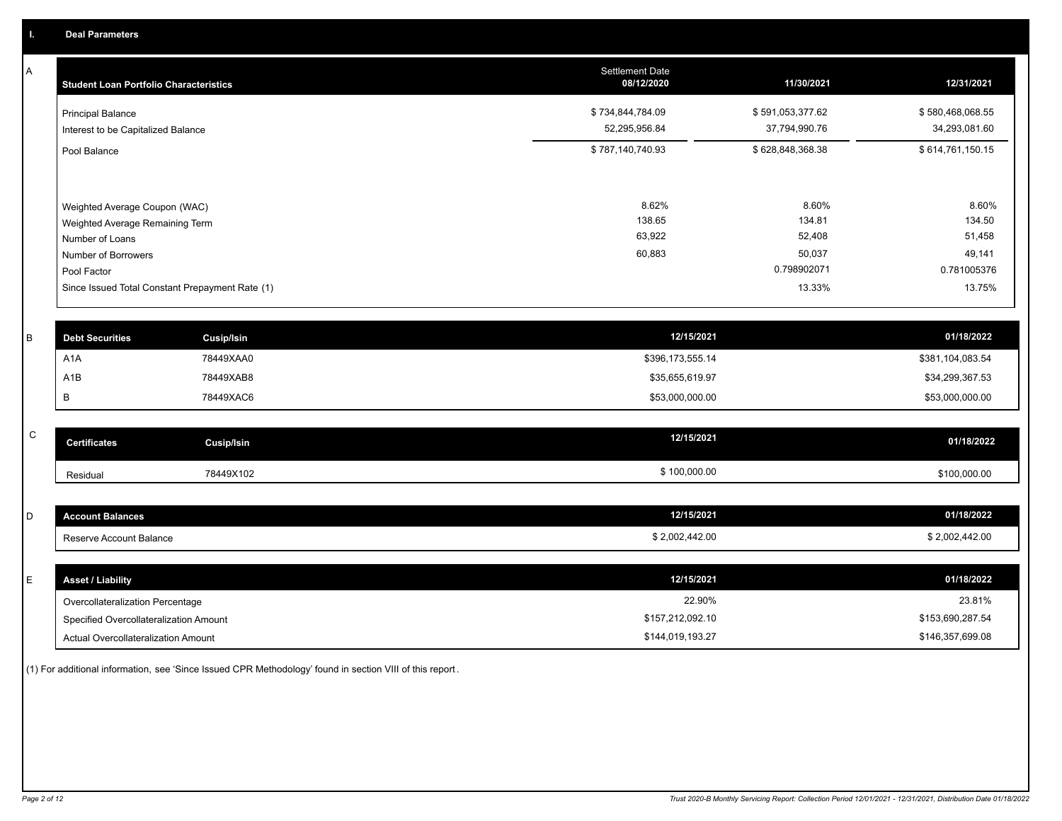## I. Deal Parameters

### A

| Student Loan Portfolio Characteristics | Settlement Date 08/12/2020 | 11/30/2021 | 12/31/2021 |
|---|---|---|---|
| Principal Balance | $ 734,844,784.09 | $ 591,053,377.62 | $ 580,468,068.55 |
| Interest to be Capitalized Balance | 52,295,956.84 | 37,794,990.76 | 34,293,081.60 |
| Pool Balance | $ 787,140,740.93 | $ 628,848,368.38 | $ 614,761,150.15 |
| | | | |
| Weighted Average Coupon (WAC) | 8.62% | 8.60% | 8.60% |
| Weighted Average Remaining Term | 138.65 | 134.81 | 134.50 |
| Number of Loans | 63,922 | 52,408 | 51,458 |
| Number of Borrowers | 60,883 | 50,037 | 49,141 |
| Pool Factor | | 0.798902071 | 0.781005376 |
| Since Issued Total Constant Prepayment Rate (1) | | 13.33% | 13.75% |

### B

| Debt Securities | Cusip/Isin | 12/15/2021 | 01/18/2022 |
|---|---|---|---|
| A1A | 78449XAA0 | $396,173,555.14 | $381,104,083.54 |
| A1B | 78449XAB8 | $35,655,619.97 | $34,299,367.53 |
| B | 78449XAC6 | $53,000,000.00 | $53,000,000.00 |

### C

| Certificates | Cusip/Isin | 12/15/2021 | 01/18/2022 |
|---|---|---|---|
| Residual | 78449X102 | $ 100,000.00 | $100,000.00 |

### D

| Account Balances | 12/15/2021 | 01/18/2022 |
|---|---|---|
| Reserve Account Balance | $ 2,002,442.00 | $ 2,002,442.00 |

### E

| Asset / Liability | 12/15/2021 | 01/18/2022 |
|---|---|---|
| Overcollateralization Percentage | 22.90% | 23.81% |
| Specified Overcollateralization Amount | $157,212,092.10 | $153,690,287.54 |
| Actual Overcollateralization Amount | $144,019,193.27 | $146,357,699.08 |

(1) For additional information, see 'Since Issued CPR Methodology' found in section VIII of this report.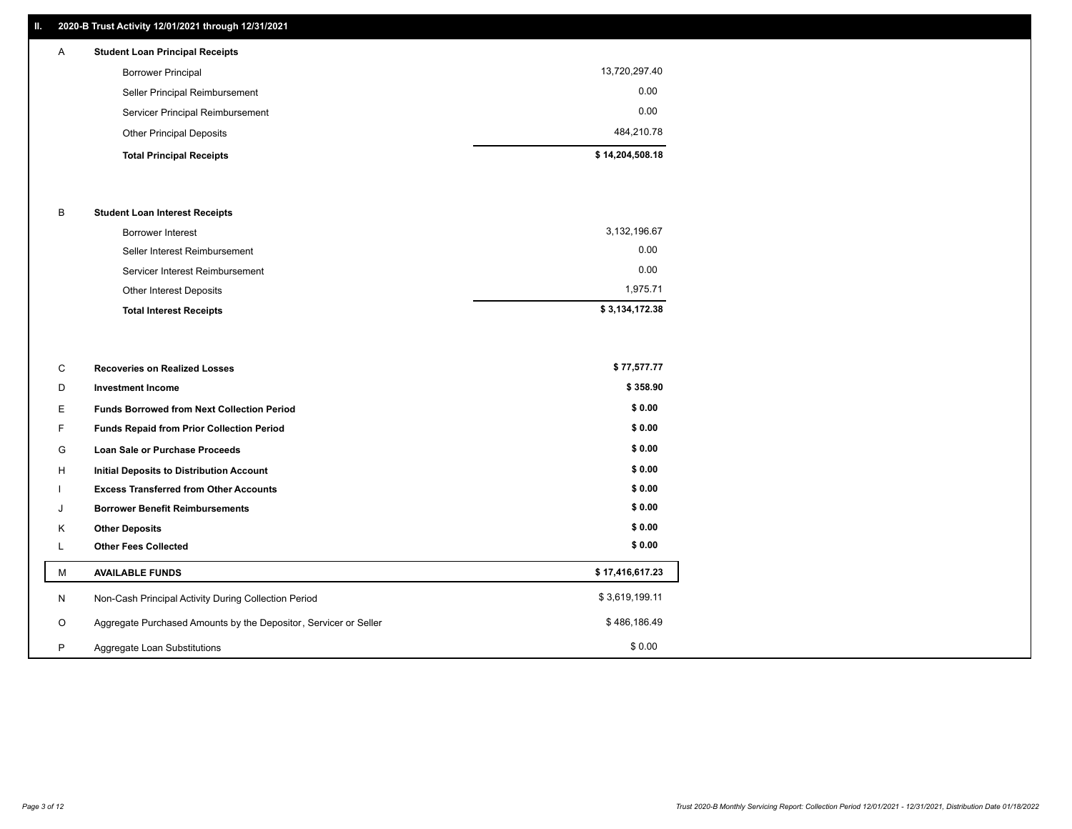## II. 2020-B Trust Activity 12/01/2021 through 12/31/2021

| | | |
|---|---|---|
| A | **Student Loan Principal Receipts** | |
| | Borrower Principal | 13,720,297.40 |
| | Seller Principal Reimbursement | 0.00 |
| | Servicer Principal Reimbursement | 0.00 |
| | Other Principal Deposits | 484,210.78 |
| | **Total Principal Receipts** | **$ 14,204,508.18** |
| B | **Student Loan Interest Receipts** | |
| | Borrower Interest | 3,132,196.67 |
| | Seller Interest Reimbursement | 0.00 |
| | Servicer Interest Reimbursement | 0.00 |
| | Other Interest Deposits | 1,975.71 |
| | **Total Interest Receipts** | **$ 3,134,172.38** |
| C | **Recoveries on Realized Losses** | **$ 77,577.77** |
| D | **Investment Income** | **$ 358.90** |
| E | **Funds Borrowed from Next Collection Period** | **$ 0.00** |
| F | **Funds Repaid from Prior Collection Period** | **$ 0.00** |
| G | **Loan Sale or Purchase Proceeds** | **$ 0.00** |
| H | **Initial Deposits to Distribution Account** | **$ 0.00** |
| I | **Excess Transferred from Other Accounts** | **$ 0.00** |
| J | **Borrower Benefit Reimbursements** | **$ 0.00** |
| K | **Other Deposits** | **$ 0.00** |
| L | **Other Fees Collected** | **$ 0.00** |
| M | **AVAILABLE FUNDS** | **$ 17,416,617.23** |
| N | Non-Cash Principal Activity During Collection Period | $ 3,619,199.11 |
| O | Aggregate Purchased Amounts by the Depositor, Servicer or Seller | $ 486,186.49 |
| P | Aggregate Loan Substitutions | $ 0.00 |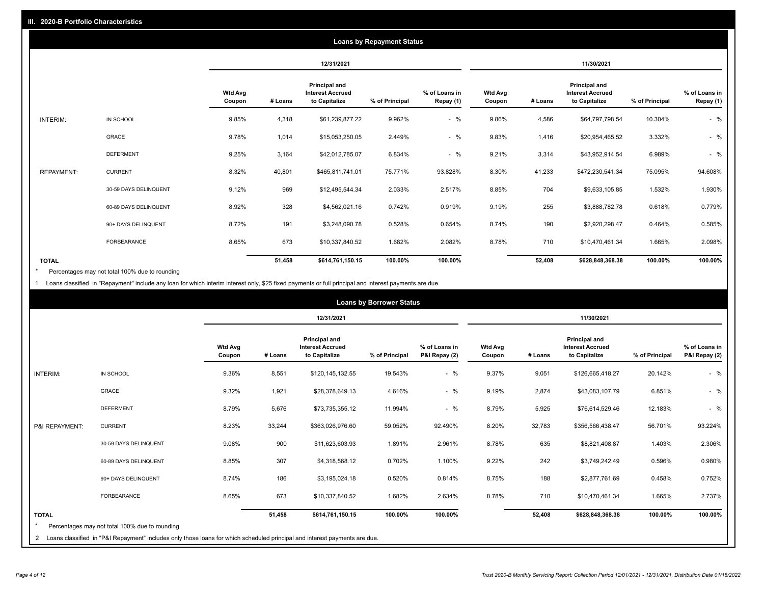## III. 2020-B Portfolio Characteristics

### Loans by Repayment Status

| | | 12/31/2021 | | | | | 11/30/2021 | | | | |
|---|---|---|---|---|---|---|---|---|---|---|---|
| | | Wtd Avg Coupon | # Loans | Principal and Interest Accrued to Capitalize | % of Principal | % of Loans in Repay (1) | Wtd Avg Coupon | # Loans | Principal and Interest Accrued to Capitalize | % of Principal | % of Loans in Repay (1) |
| INTERIM: | IN SCHOOL | 9.85% | 4,318 | $61,239,877.22 | 9.962% | - % | 9.86% | 4,586 | $64,797,798.54 | 10.304% | - % |
| | GRACE | 9.78% | 1,014 | $15,053,250.05 | 2.449% | - % | 9.83% | 1,416 | $20,954,465.52 | 3.332% | - % |
| | DEFERMENT | 9.25% | 3,164 | $42,012,785.07 | 6.834% | - % | 9.21% | 3,314 | $43,952,914.54 | 6.989% | - % |
| REPAYMENT: | CURRENT | 8.32% | 40,801 | $465,811,741.01 | 75.771% | 93.828% | 8.30% | 41,233 | $472,230,541.34 | 75.095% | 94.608% |
| | 30-59 DAYS DELINQUENT | 9.12% | 969 | $12,495,544.34 | 2.033% | 2.517% | 8.85% | 704 | $9,633,105.85 | 1.532% | 1.930% |
| | 60-89 DAYS DELINQUENT | 8.92% | 328 | $4,562,021.16 | 0.742% | 0.919% | 9.19% | 255 | $3,888,782.78 | 0.618% | 0.779% |
| | 90+ DAYS DELINQUENT | 8.72% | 191 | $3,248,090.78 | 0.528% | 0.654% | 8.74% | 190 | $2,920,298.47 | 0.464% | 0.585% |
| | FORBEARANCE | 8.65% | 673 | $10,337,840.52 | 1.682% | 2.082% | 8.78% | 710 | $10,470,461.34 | 1.665% | 2.098% |
| TOTAL | | | 51,458 | $614,761,150.15 | 100.00% | 100.00% | | 52,408 | $628,848,368.38 | 100.00% | 100.00% |

\* Percentages may not total 100% due to rounding

1 Loans classified in "Repayment" include any loan for which interim interest only, $25 fixed payments or full principal and interest payments are due.

### Loans by Borrower Status

| | | 12/31/2021 | | | | | 11/30/2021 | | | | |
|---|---|---|---|---|---|---|---|---|---|---|---|
| | | Wtd Avg Coupon | # Loans | Principal and Interest Accrued to Capitalize | % of Principal | % of Loans in P&I Repay (2) | Wtd Avg Coupon | # Loans | Principal and Interest Accrued to Capitalize | % of Principal | % of Loans in P&I Repay (2) |
| INTERIM: | IN SCHOOL | 9.36% | 8,551 | $120,145,132.55 | 19.543% | - % | 9.37% | 9,051 | $126,665,418.27 | 20.142% | - % |
| | GRACE | 9.32% | 1,921 | $28,378,649.13 | 4.616% | - % | 9.19% | 2,874 | $43,083,107.79 | 6.851% | - % |
| | DEFERMENT | 8.79% | 5,676 | $73,735,355.12 | 11.994% | - % | 8.79% | 5,925 | $76,614,529.46 | 12.183% | - % |
| P&I REPAYMENT: | CURRENT | 8.23% | 33,244 | $363,026,976.60 | 59.052% | 92.490% | 8.20% | 32,783 | $356,566,438.47 | 56.701% | 93.224% |
| | 30-59 DAYS DELINQUENT | 9.08% | 900 | $11,623,603.93 | 1.891% | 2.961% | 8.78% | 635 | $8,821,408.87 | 1.403% | 2.306% |
| | 60-89 DAYS DELINQUENT | 8.85% | 307 | $4,318,568.12 | 0.702% | 1.100% | 9.22% | 242 | $3,749,242.49 | 0.596% | 0.980% |
| | 90+ DAYS DELINQUENT | 8.74% | 186 | $3,195,024.18 | 0.520% | 0.814% | 8.75% | 188 | $2,877,761.69 | 0.458% | 0.752% |
| | FORBEARANCE | 8.65% | 673 | $10,337,840.52 | 1.682% | 2.634% | 8.78% | 710 | $10,470,461.34 | 1.665% | 2.737% |
| TOTAL | | | 51,458 | $614,761,150.15 | 100.00% | 100.00% | | 52,408 | $628,848,368.38 | 100.00% | 100.00% |

\* Percentages may not total 100% due to rounding

2 Loans classified in "P&I Repayment" includes only those loans for which scheduled principal and interest payments are due.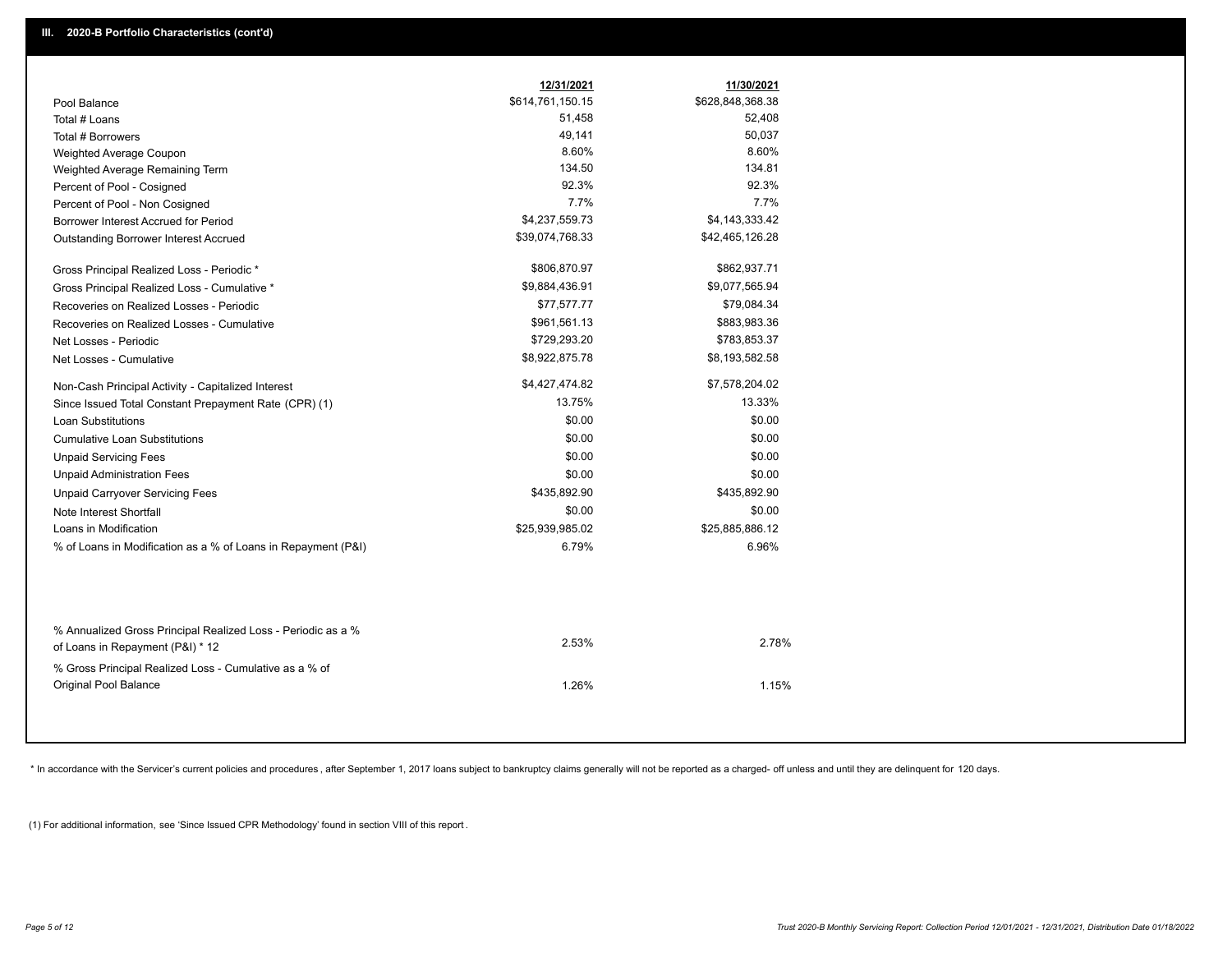## III. 2020-B Portfolio Characteristics (cont'd)

| | 12/31/2021 | 11/30/2021 |
|---|---|---|
| Pool Balance | $614,761,150.15 | $628,848,368.38 |
| Total # Loans | 51,458 | 52,408 |
| Total # Borrowers | 49,141 | 50,037 |
| Weighted Average Coupon | 8.60% | 8.60% |
| Weighted Average Remaining Term | 134.50 | 134.81 |
| Percent of Pool - Cosigned | 92.3% | 92.3% |
| Percent of Pool - Non Cosigned | 7.7% | 7.7% |
| Borrower Interest Accrued for Period | $4,237,559.73 | $4,143,333.42 |
| Outstanding Borrower Interest Accrued | $39,074,768.33 | $42,465,126.28 |
| Gross Principal Realized Loss - Periodic * | $806,870.97 | $862,937.71 |
| Gross Principal Realized Loss - Cumulative * | $9,884,436.91 | $9,077,565.94 |
| Recoveries on Realized Losses - Periodic | $77,577.77 | $79,084.34 |
| Recoveries on Realized Losses - Cumulative | $961,561.13 | $883,983.36 |
| Net Losses - Periodic | $729,293.20 | $783,853.37 |
| Net Losses - Cumulative | $8,922,875.78 | $8,193,582.58 |
| Non-Cash Principal Activity - Capitalized Interest | $4,427,474.82 | $7,578,204.02 |
| Since Issued Total Constant Prepayment Rate (CPR) (1) | 13.75% | 13.33% |
| Loan Substitutions | $0.00 | $0.00 |
| Cumulative Loan Substitutions | $0.00 | $0.00 |
| Unpaid Servicing Fees | $0.00 | $0.00 |
| Unpaid Administration Fees | $0.00 | $0.00 |
| Unpaid Carryover Servicing Fees | $435,892.90 | $435,892.90 |
| Note Interest Shortfall | $0.00 | $0.00 |
| Loans in Modification | $25,939,985.02 | $25,885,886.12 |
| % of Loans in Modification as a % of Loans in Repayment (P&I) | 6.79% | 6.96% |
| % Annualized Gross Principal Realized Loss - Periodic as a % of Loans in Repayment (P&I) * 12 | 2.53% | 2.78% |
| % Gross Principal Realized Loss - Cumulative as a % of Original Pool Balance | 1.26% | 1.15% |

* In accordance with the Servicer's current policies and procedures, after September 1, 2017 loans subject to bankruptcy claims generally will not be reported as a charged- off unless and until they are delinquent for 120 days.

(1) For additional information, see 'Since Issued CPR Methodology' found in section VIII of this report.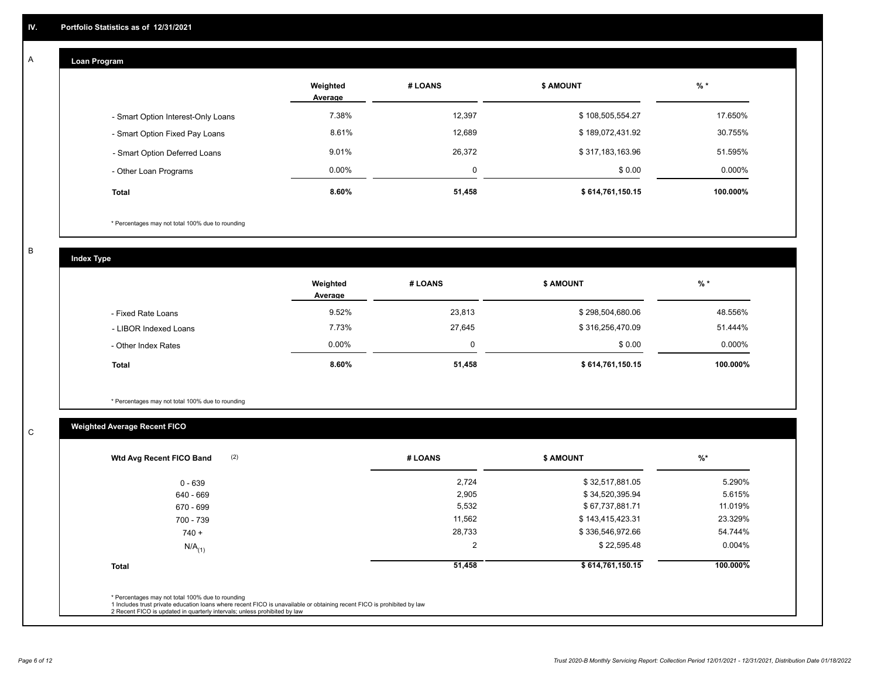## IV. Portfolio Statistics as of 12/31/2021

### A

**Loan Program**

| | Weighted Average | # LOANS | $ AMOUNT | % * |
|---|---|---|---|---|
| - Smart Option Interest-Only Loans | 7.38% | 12,397 | $ 108,505,554.27 | 17.650% |
| - Smart Option Fixed Pay Loans | 8.61% | 12,689 | $ 189,072,431.92 | 30.755% |
| - Smart Option Deferred Loans | 9.01% | 26,372 | $ 317,183,163.96 | 51.595% |
| - Other Loan Programs | 0.00% | 0 | $ 0.00 | 0.000% |
| **Total** | **8.60%** | **51,458** | **$ 614,761,150.15** | **100.000%** |

\* Percentages may not total 100% due to rounding

### B

**Index Type**

| | Weighted Average | # LOANS | $ AMOUNT | % * |
|---|---|---|---|---|
| - Fixed Rate Loans | 9.52% | 23,813 | $ 298,504,680.06 | 48.556% |
| - LIBOR Indexed Loans | 7.73% | 27,645 | $ 316,256,470.09 | 51.444% |
| - Other Index Rates | 0.00% | 0 | $ 0.00 | 0.000% |
| **Total** | **8.60%** | **51,458** | **$ 614,761,150.15** | **100.000%** |

\* Percentages may not total 100% due to rounding

### C

**Weighted Average Recent FICO**

| Wtd Avg Recent FICO Band (2) | # LOANS | $ AMOUNT | %* |
|---|---|---|---|
| 0 - 639 | 2,724 | $ 32,517,881.05 | 5.290% |
| 640 - 669 | 2,905 | $ 34,520,395.94 | 5.615% |
| 670 - 699 | 5,532 | $ 67,737,881.71 | 11.019% |
| 700 - 739 | 11,562 | $ 143,415,423.31 | 23.329% |
| 740 + | 28,733 | $ 336,546,972.66 | 54.744% |
| N/A(1) | 2 | $ 22,595.48 | 0.004% |
| **Total** | **51,458** | **$ 614,761,150.15** | **100.000%** |

\* Percentages may not total 100% due to rounding
1 Includes trust private education loans where recent FICO is unavailable or obtaining recent FICO is prohibited by law
2 Recent FICO is updated in quarterly intervals; unless prohibited by law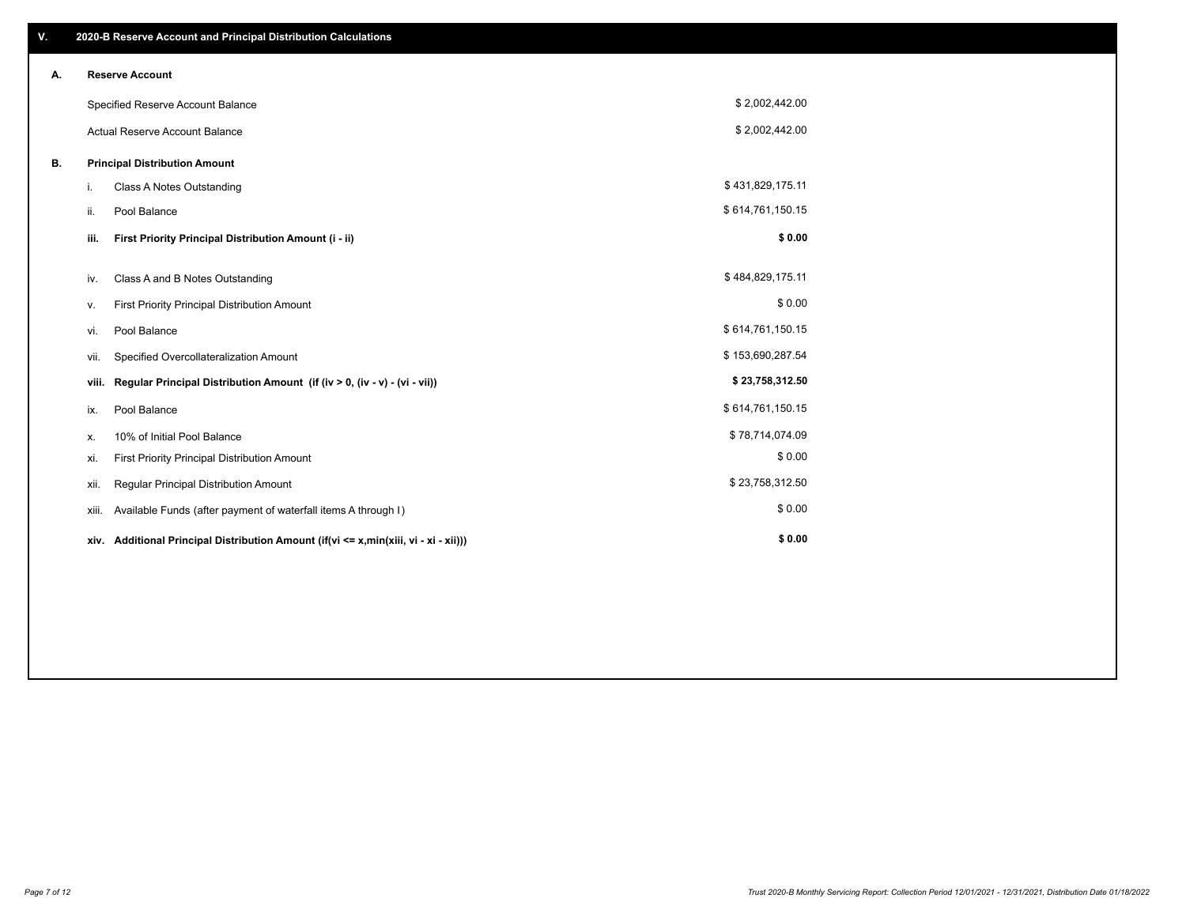## V. 2020-B Reserve Account and Principal Distribution Calculations

### A. Reserve Account

| | |
|---|---|
| Specified Reserve Account Balance | $ 2,002,442.00 |
| Actual Reserve Account Balance | $ 2,002,442.00 |

### B. Principal Distribution Amount

| | | |
|---|---|---|
| i. | Class A Notes Outstanding | $ 431,829,175.11 |
| ii. | Pool Balance | $ 614,761,150.15 |
| **iii.** | **First Priority Principal Distribution Amount (i - ii)** | **$ 0.00** |
| iv. | Class A and B Notes Outstanding | $ 484,829,175.11 |
| v. | First Priority Principal Distribution Amount | $ 0.00 |
| vi. | Pool Balance | $ 614,761,150.15 |
| vii. | Specified Overcollateralization Amount | $ 153,690,287.54 |
| **viii.** | **Regular Principal Distribution Amount (if (iv > 0, (iv - v) - (vi - vii))** | **$ 23,758,312.50** |
| ix. | Pool Balance | $ 614,761,150.15 |
| x. | 10% of Initial Pool Balance | $ 78,714,074.09 |
| xi. | First Priority Principal Distribution Amount | $ 0.00 |
| xii. | Regular Principal Distribution Amount | $ 23,758,312.50 |
| xiii. | Available Funds (after payment of waterfall items A through I) | $ 0.00 |
| **xiv.** | **Additional Principal Distribution Amount (if(vi <= x,min(xiii, vi - xi - xii)))** | **$ 0.00** |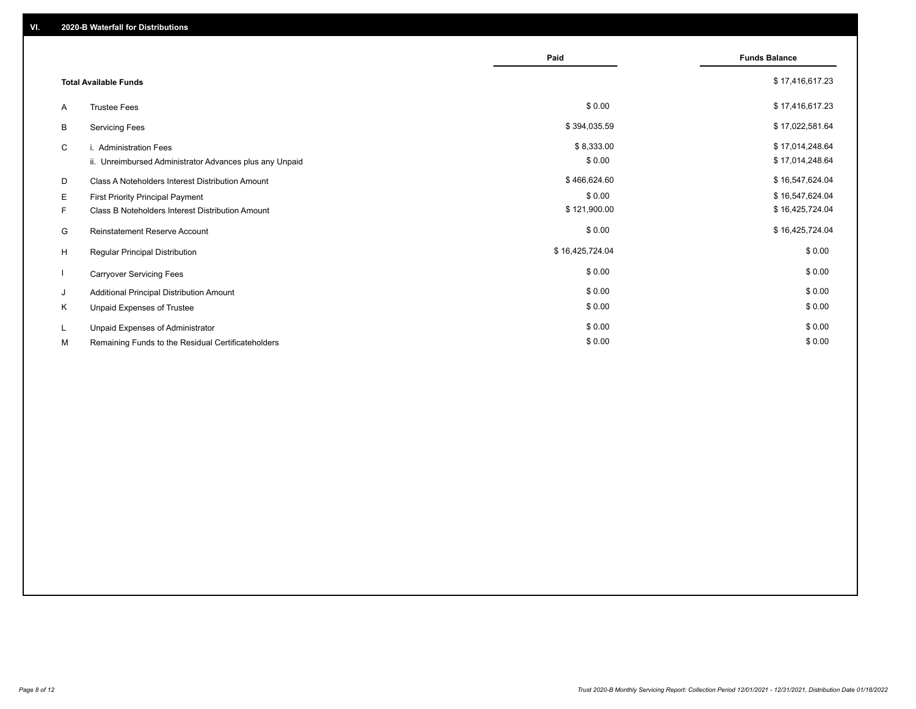## VI. 2020-B Waterfall for Distributions

| | | Paid | Funds Balance |
|---|---|---|---|
| | **Total Available Funds** | | $ 17,416,617.23 |
| A | Trustee Fees | $ 0.00 | $ 17,416,617.23 |
| B | Servicing Fees | $ 394,035.59 | $ 17,022,581.64 |
| C | i. Administration Fees | $ 8,333.00 | $ 17,014,248.64 |
| | ii. Unreimbursed Administrator Advances plus any Unpaid | $ 0.00 | $ 17,014,248.64 |
| D | Class A Noteholders Interest Distribution Amount | $ 466,624.60 | $ 16,547,624.04 |
| E | First Priority Principal Payment | $ 0.00 | $ 16,547,624.04 |
| F | Class B Noteholders Interest Distribution Amount | $ 121,900.00 | $ 16,425,724.04 |
| G | Reinstatement Reserve Account | $ 0.00 | $ 16,425,724.04 |
| H | Regular Principal Distribution | $ 16,425,724.04 | $ 0.00 |
| I | Carryover Servicing Fees | $ 0.00 | $ 0.00 |
| J | Additional Principal Distribution Amount | $ 0.00 | $ 0.00 |
| K | Unpaid Expenses of Trustee | $ 0.00 | $ 0.00 |
| L | Unpaid Expenses of Administrator | $ 0.00 | $ 0.00 |
| M | Remaining Funds to the Residual Certificateholders | $ 0.00 | $ 0.00 |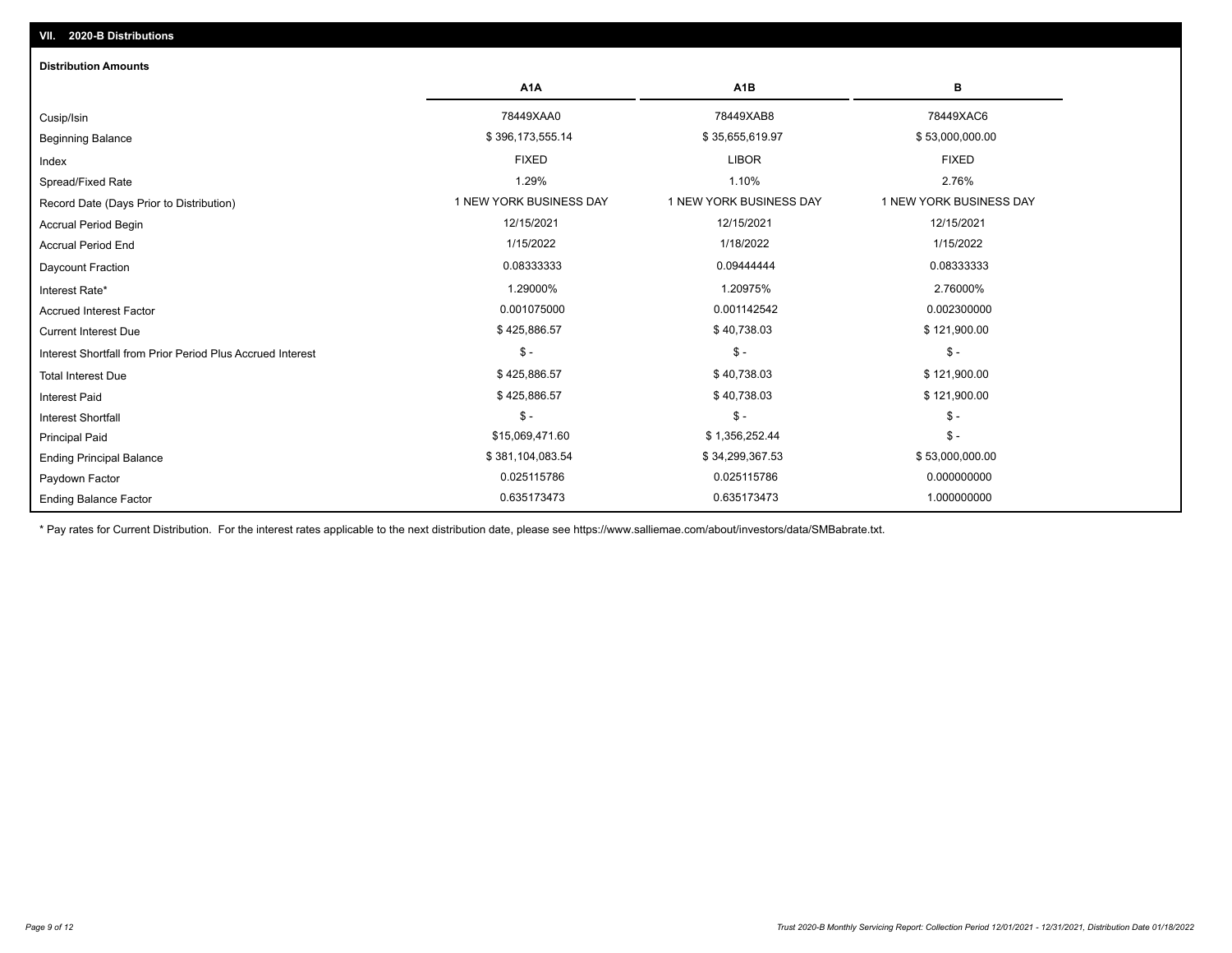## VII. 2020-B Distributions

### Distribution Amounts

| | A1A | A1B | B |
|---|---|---|---|
| Cusip/Isin | 78449XAA0 | 78449XAB8 | 78449XAC6 |
| Beginning Balance | $ 396,173,555.14 | $ 35,655,619.97 | $ 53,000,000.00 |
| Index | FIXED | LIBOR | FIXED |
| Spread/Fixed Rate | 1.29% | 1.10% | 2.76% |
| Record Date (Days Prior to Distribution) | 1 NEW YORK BUSINESS DAY | 1 NEW YORK BUSINESS DAY | 1 NEW YORK BUSINESS DAY |
| Accrual Period Begin | 12/15/2021 | 12/15/2021 | 12/15/2021 |
| Accrual Period End | 1/15/2022 | 1/18/2022 | 1/15/2022 |
| Daycount Fraction | 0.08333333 | 0.09444444 | 0.08333333 |
| Interest Rate* | 1.29000% | 1.20975% | 2.76000% |
| Accrued Interest Factor | 0.001075000 | 0.001142542 | 0.002300000 |
| Current Interest Due | $ 425,886.57 | $ 40,738.03 | $ 121,900.00 |
| Interest Shortfall from Prior Period Plus Accrued Interest | $ - | $ - | $ - |
| Total Interest Due | $ 425,886.57 | $ 40,738.03 | $ 121,900.00 |
| Interest Paid | $ 425,886.57 | $ 40,738.03 | $ 121,900.00 |
| Interest Shortfall | $ - | $ - | $ - |
| Principal Paid | $15,069,471.60 | $ 1,356,252.44 | $ - |
| Ending Principal Balance | $ 381,104,083.54 | $ 34,299,367.53 | $ 53,000,000.00 |
| Paydown Factor | 0.025115786 | 0.025115786 | 0.000000000 |
| Ending Balance Factor | 0.635173473 | 0.635173473 | 1.000000000 |

* Pay rates for Current Distribution. For the interest rates applicable to the next distribution date, please see https://www.salliemae.com/about/investors/data/SMBabrate.txt.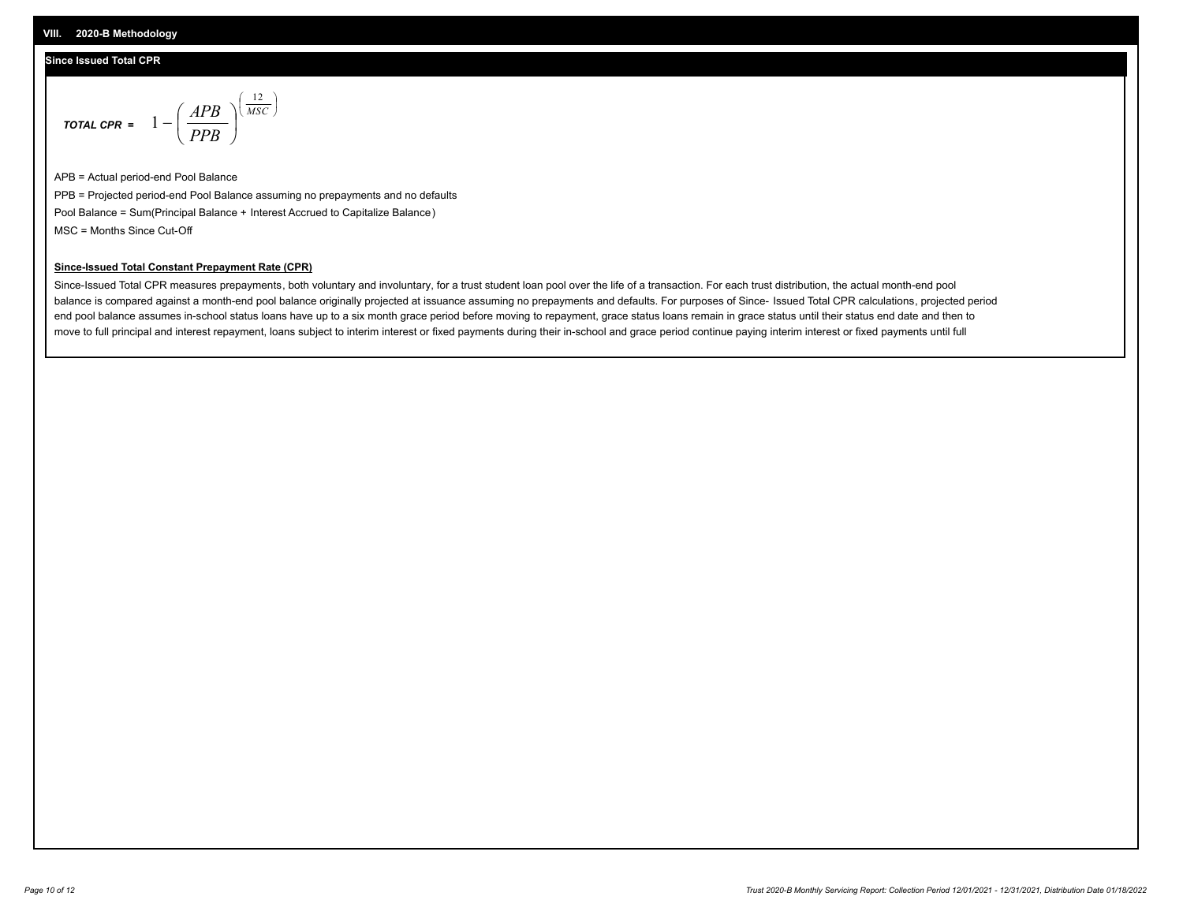## VIII. 2020-B Methodology

### Since Issued Total CPR

**_TOTAL CPR =_** $$1-\left(\frac{APB}{PPB}\right)^{\left(\frac{12}{MSC}\right)}$$

APB = Actual period-end Pool Balance

PPB = Projected period-end Pool Balance assuming no prepayments and no defaults

Pool Balance = Sum(Principal Balance + Interest Accrued to Capitalize Balance)

MSC = Months Since Cut-Off

**Since-Issued Total Constant Prepayment Rate (CPR)**

Since-Issued Total CPR measures prepayments, both voluntary and involuntary, for a trust student loan pool over the life of a transaction. For each trust distribution, the actual month-end pool balance is compared against a month-end pool balance originally projected at issuance assuming no prepayments and defaults. For purposes of Since- Issued Total CPR calculations, projected period end pool balance assumes in-school status loans have up to a six month grace period before moving to repayment, grace status loans remain in grace status until their status end date and then to move to full principal and interest repayment, loans subject to interim interest or fixed payments during their in-school and grace period continue paying interim interest or fixed payments until full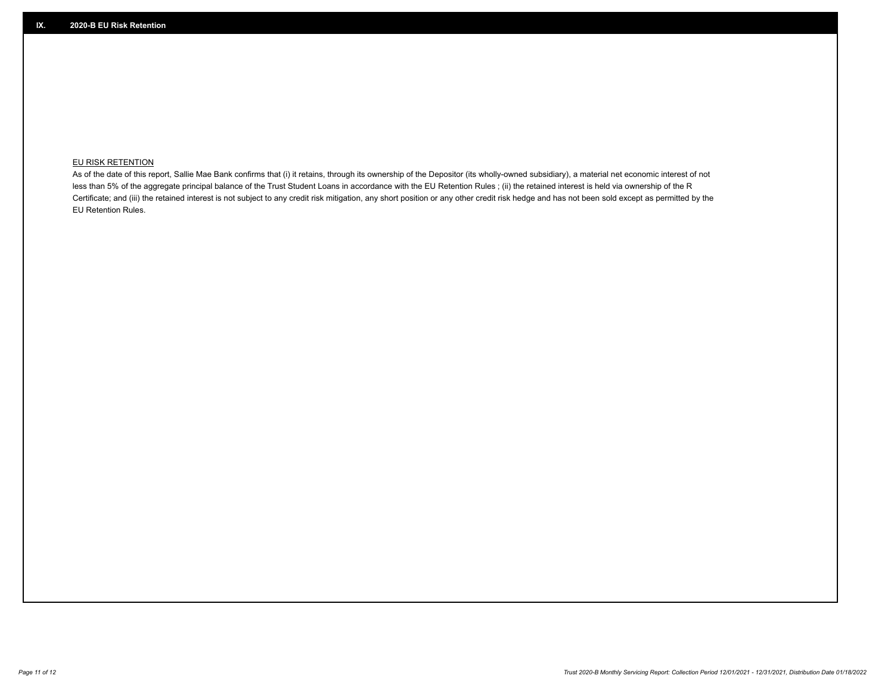## IX. 2020-B EU Risk Retention

EU RISK RETENTION

As of the date of this report, Sallie Mae Bank confirms that (i) it retains, through its ownership of the Depositor (its wholly-owned subsidiary), a material net economic interest of not less than 5% of the aggregate principal balance of the Trust Student Loans in accordance with the EU Retention Rules ; (ii) the retained interest is held via ownership of the R Certificate; and (iii) the retained interest is not subject to any credit risk mitigation, any short position or any other credit risk hedge and has not been sold except as permitted by the EU Retention Rules.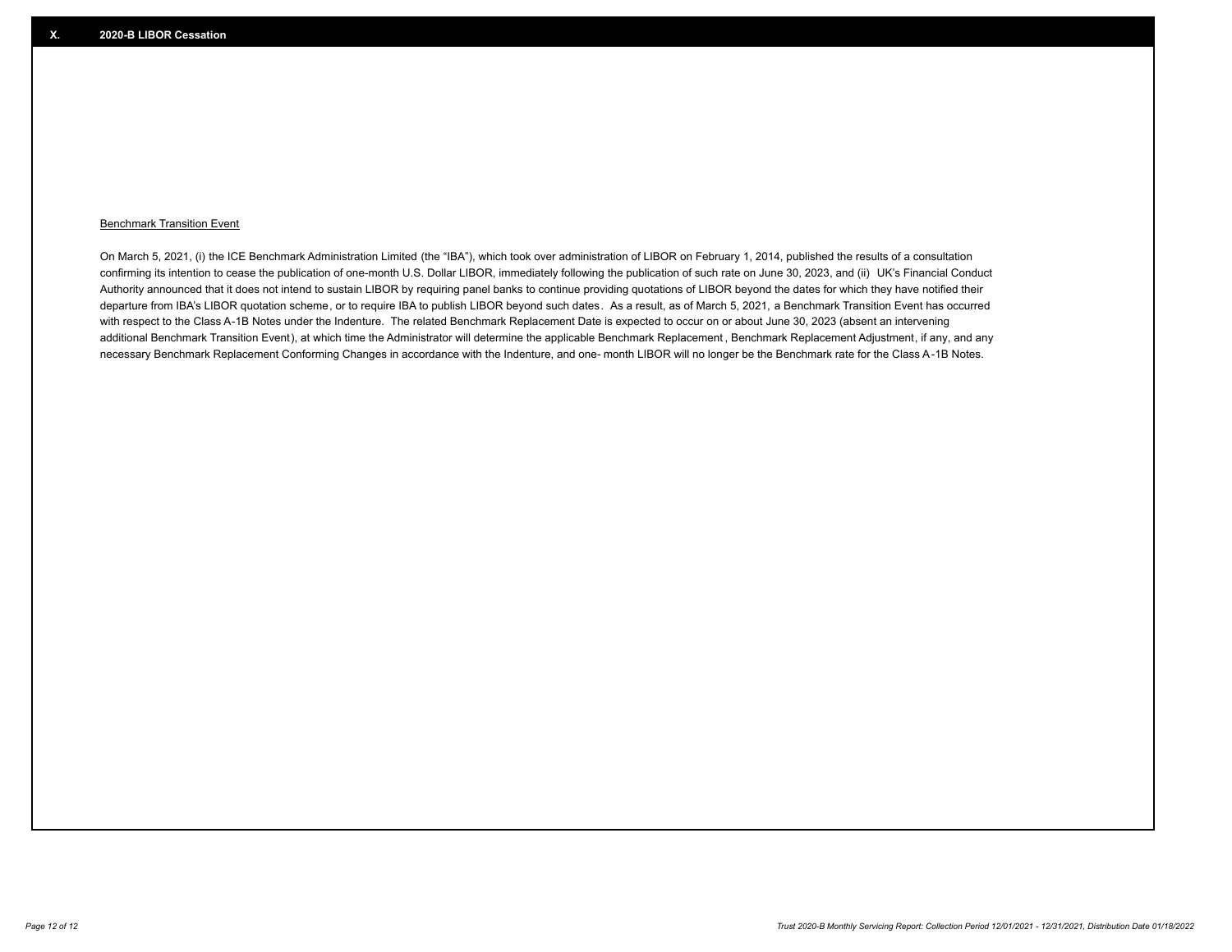## X. 2020-B LIBOR Cessation

Benchmark Transition Event

On March 5, 2021, (i) the ICE Benchmark Administration Limited (the "IBA"), which took over administration of LIBOR on February 1, 2014, published the results of a consultation confirming its intention to cease the publication of one-month U.S. Dollar LIBOR, immediately following the publication of such rate on June 30, 2023, and (ii) UK's Financial Conduct Authority announced that it does not intend to sustain LIBOR by requiring panel banks to continue providing quotations of LIBOR beyond the dates for which they have notified their departure from IBA's LIBOR quotation scheme, or to require IBA to publish LIBOR beyond such dates. As a result, as of March 5, 2021, a Benchmark Transition Event has occurred with respect to the Class A-1B Notes under the Indenture. The related Benchmark Replacement Date is expected to occur on or about June 30, 2023 (absent an intervening additional Benchmark Transition Event), at which time the Administrator will determine the applicable Benchmark Replacement, Benchmark Replacement Adjustment, if any, and any necessary Benchmark Replacement Conforming Changes in accordance with the Indenture, and one- month LIBOR will no longer be the Benchmark rate for the Class A-1B Notes.